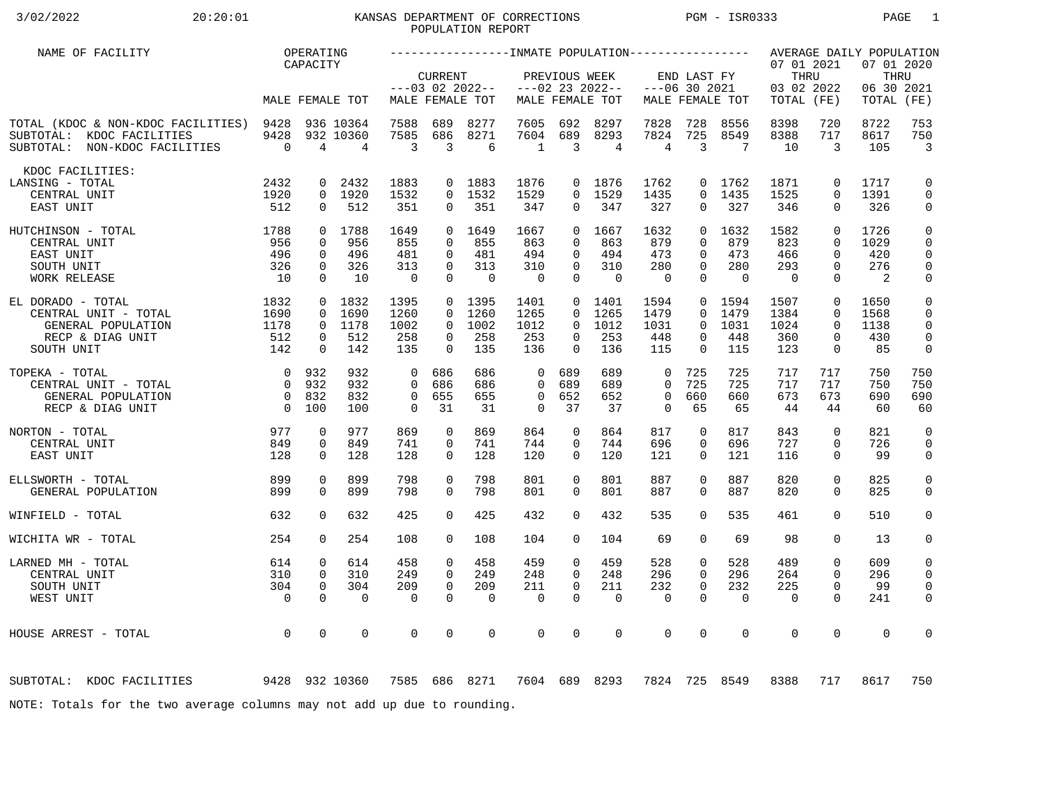3/02/2022 20:20:01

# KANSAS DEPARTMENT OF CORRECTIONS POPULATION REPORT

PGM - ISR0333

| NAME OF FACILITY | OPERATING CAPACITY | | | INMATE POPULATION | | | | | | | | | AVERAGE DAILY POPULATION | | | |
|---|---|---|---|---|---|---|---|---|---|---|---|---|---|---|---|---|
| | | | | CURRENT ---03 02 2022-- | | | PREVIOUS WEEK ---02 23 2022-- | | | END LAST FY ---06 30 2021 | | | 07 01 2021 THRU 03 02 2022 | | 07 01 2020 THRU 06 30 2021 | |
| | MALE | FEMALE | TOT | MALE | FEMALE | TOT | MALE | FEMALE | TOT | MALE | FEMALE | TOT | TOTAL | (FE) | TOTAL | (FE) |
| TOTAL (KDOC & NON-KDOC FACILITIES) | 9428 | 936 | 10364 | 7588 | 689 | 8277 | 7605 | 692 | 8297 | 7828 | 728 | 8556 | 8398 | 720 | 8722 | 753 |
| SUBTOTAL: KDOC FACILITIES | 9428 | 932 | 10360 | 7585 | 686 | 8271 | 7604 | 689 | 8293 | 7824 | 725 | 8549 | 8388 | 717 | 8617 | 750 |
| SUBTOTAL: NON-KDOC FACILITIES | 0 | 4 | 4 | 3 | 3 | 6 | 1 | 3 | 4 | 4 | 3 | 7 | 10 | 3 | 105 | 3 |
| KDOC FACILITIES: | | | | | | | | | | | | | | | | |
| LANSING - TOTAL | 2432 | 0 | 2432 | 1883 | 0 | 1883 | 1876 | 0 | 1876 | 1762 | 0 | 1762 | 1871 | 0 | 1717 | 0 |
| CENTRAL UNIT | 1920 | 0 | 1920 | 1532 | 0 | 1532 | 1529 | 0 | 1529 | 1435 | 0 | 1435 | 1525 | 0 | 1391 | 0 |
| EAST UNIT | 512 | 0 | 512 | 351 | 0 | 351 | 347 | 0 | 347 | 327 | 0 | 327 | 346 | 0 | 326 | 0 |
| HUTCHINSON - TOTAL | 1788 | 0 | 1788 | 1649 | 0 | 1649 | 1667 | 0 | 1667 | 1632 | 0 | 1632 | 1582 | 0 | 1726 | 0 |
| CENTRAL UNIT | 956 | 0 | 956 | 855 | 0 | 855 | 863 | 0 | 863 | 879 | 0 | 879 | 823 | 0 | 1029 | 0 |
| EAST UNIT | 496 | 0 | 496 | 481 | 0 | 481 | 494 | 0 | 494 | 473 | 0 | 473 | 466 | 0 | 420 | 0 |
| SOUTH UNIT | 326 | 0 | 326 | 313 | 0 | 313 | 310 | 0 | 310 | 280 | 0 | 280 | 293 | 0 | 276 | 0 |
| WORK RELEASE | 10 | 0 | 10 | 0 | 0 | 0 | 0 | 0 | 0 | 0 | 0 | 0 | 0 | 0 | 2 | 0 |
| EL DORADO - TOTAL | 1832 | 0 | 1832 | 1395 | 0 | 1395 | 1401 | 0 | 1401 | 1594 | 0 | 1594 | 1507 | 0 | 1650 | 0 |
| CENTRAL UNIT - TOTAL | 1690 | 0 | 1690 | 1260 | 0 | 1260 | 1265 | 0 | 1265 | 1479 | 0 | 1479 | 1384 | 0 | 1568 | 0 |
| GENERAL POPULATION | 1178 | 0 | 1178 | 1002 | 0 | 1002 | 1012 | 0 | 1012 | 1031 | 0 | 1031 | 1024 | 0 | 1138 | 0 |
| RECP & DIAG UNIT | 512 | 0 | 512 | 258 | 0 | 258 | 253 | 0 | 253 | 448 | 0 | 448 | 360 | 0 | 430 | 0 |
| SOUTH UNIT | 142 | 0 | 142 | 135 | 0 | 135 | 136 | 0 | 136 | 115 | 0 | 115 | 123 | 0 | 85 | 0 |
| TOPEKA - TOTAL | 0 | 932 | 932 | 0 | 686 | 686 | 0 | 689 | 689 | 0 | 725 | 725 | 717 | 717 | 750 | 750 |
| CENTRAL UNIT - TOTAL | 0 | 932 | 932 | 0 | 686 | 686 | 0 | 689 | 689 | 0 | 725 | 725 | 717 | 717 | 750 | 750 |
| GENERAL POPULATION | 0 | 832 | 832 | 0 | 655 | 655 | 0 | 652 | 652 | 0 | 660 | 660 | 673 | 673 | 690 | 690 |
| RECP & DIAG UNIT | 0 | 100 | 100 | 0 | 31 | 31 | 0 | 37 | 37 | 0 | 65 | 65 | 44 | 44 | 60 | 60 |
| NORTON - TOTAL | 977 | 0 | 977 | 869 | 0 | 869 | 864 | 0 | 864 | 817 | 0 | 817 | 843 | 0 | 821 | 0 |
| CENTRAL UNIT | 849 | 0 | 849 | 741 | 0 | 741 | 744 | 0 | 744 | 696 | 0 | 696 | 727 | 0 | 726 | 0 |
| EAST UNIT | 128 | 0 | 128 | 128 | 0 | 128 | 120 | 0 | 120 | 121 | 0 | 121 | 116 | 0 | 99 | 0 |
| ELLSWORTH - TOTAL | 899 | 0 | 899 | 798 | 0 | 798 | 801 | 0 | 801 | 887 | 0 | 887 | 820 | 0 | 825 | 0 |
| GENERAL POPULATION | 899 | 0 | 899 | 798 | 0 | 798 | 801 | 0 | 801 | 887 | 0 | 887 | 820 | 0 | 825 | 0 |
| WINFIELD - TOTAL | 632 | 0 | 632 | 425 | 0 | 425 | 432 | 0 | 432 | 535 | 0 | 535 | 461 | 0 | 510 | 0 |
| WICHITA WR - TOTAL | 254 | 0 | 254 | 108 | 0 | 108 | 104 | 0 | 104 | 69 | 0 | 69 | 98 | 0 | 13 | 0 |
| LARNED MH - TOTAL | 614 | 0 | 614 | 458 | 0 | 458 | 459 | 0 | 459 | 528 | 0 | 528 | 489 | 0 | 609 | 0 |
| CENTRAL UNIT | 310 | 0 | 310 | 249 | 0 | 249 | 248 | 0 | 248 | 296 | 0 | 296 | 264 | 0 | 296 | 0 |
| SOUTH UNIT | 304 | 0 | 304 | 209 | 0 | 209 | 211 | 0 | 211 | 232 | 0 | 232 | 225 | 0 | 99 | 0 |
| WEST UNIT | 0 | 0 | 0 | 0 | 0 | 0 | 0 | 0 | 0 | 0 | 0 | 0 | 0 | 0 | 241 | 0 |
| HOUSE ARREST - TOTAL | 0 | 0 | 0 | 0 | 0 | 0 | 0 | 0 | 0 | 0 | 0 | 0 | 0 | 0 | 0 | 0 |
| SUBTOTAL: KDOC FACILITIES | 9428 | 932 | 10360 | 7585 | 686 | 8271 | 7604 | 689 | 8293 | 7824 | 725 | 8549 | 8388 | 717 | 8617 | 750 |

NOTE: Totals for the two average columns may not add up due to rounding.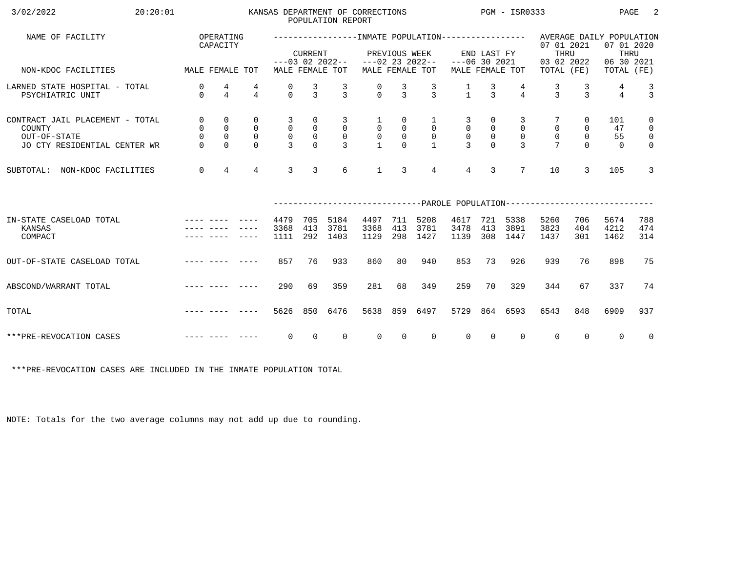# KANSAS DEPARTMENT OF CORRECTIONS
## POPULATION REPORT

3/02/2022 20:20:01 PGM - ISR0333

| NAME OF FACILITY | OPERATING CAPACITY | | | INMATE POPULATION | | | | | | | | | AVERAGE DAILY POPULATION | | | |
|---|---|---|---|---|---|---|---|---|---|---|---|---|---|---|---|---|
| | | | | CURRENT ---03 02 2022-- | | | PREVIOUS WEEK ---02 23 2022-- | | | END LAST FY ---06 30 2021 | | | 07 01 2021 THRU 03 02 2022 | | 07 01 2020 THRU 06 30 2021 | |
| NON-KDOC FACILITIES | MALE | FEMALE | TOT | MALE | FEMALE | TOT | MALE | FEMALE | TOT | MALE | FEMALE | TOT | TOTAL | (FE) | TOTAL | (FE) |
| LARNED STATE HOSPITAL - TOTAL | 0 | 4 | 4 | 0 | 3 | 3 | 0 | 3 | 3 | 1 | 3 | 4 | 3 | 3 | 4 | 3 |
| PSYCHIATRIC UNIT | 0 | 4 | 4 | 0 | 3 | 3 | 0 | 3 | 3 | 1 | 3 | 4 | 3 | 3 | 4 | 3 |
| CONTRACT JAIL PLACEMENT - TOTAL | 0 | 0 | 0 | 3 | 0 | 3 | 1 | 0 | 1 | 3 | 0 | 3 | 7 | 0 | 101 | 0 |
| COUNTY | 0 | 0 | 0 | 0 | 0 | 0 | 0 | 0 | 0 | 0 | 0 | 0 | 0 | 0 | 47 | 0 |
| OUT-OF-STATE | 0 | 0 | 0 | 0 | 0 | 0 | 0 | 0 | 0 | 0 | 0 | 0 | 0 | 0 | 55 | 0 |
| JO CTY RESIDENTIAL CENTER WR | 0 | 0 | 0 | 3 | 0 | 3 | 1 | 0 | 1 | 3 | 0 | 3 | 7 | 0 | 0 | 0 |
| SUBTOTAL: NON-KDOC FACILITIES | 0 | 4 | 4 | 3 | 3 | 6 | 1 | 3 | 4 | 4 | 3 | 7 | 10 | 3 | 105 | 3 |

| | | | | PAROLE POPULATION | | | | | | | | | | | | |
|---|---|---|---|---|---|---|---|---|---|---|---|---|---|---|---|---|
| IN-STATE CASELOAD TOTAL | ---- | ---- | ---- | 4479 | 705 | 5184 | 4497 | 711 | 5208 | 4617 | 721 | 5338 | 5260 | 706 | 5674 | 788 |
| KANSAS | ---- | ---- | ---- | 3368 | 413 | 3781 | 3368 | 413 | 3781 | 3478 | 413 | 3891 | 3823 | 404 | 4212 | 474 |
| COMPACT | ---- | ---- | ---- | 1111 | 292 | 1403 | 1129 | 298 | 1427 | 1139 | 308 | 1447 | 1437 | 301 | 1462 | 314 |
| OUT-OF-STATE CASELOAD TOTAL | ---- | ---- | ---- | 857 | 76 | 933 | 860 | 80 | 940 | 853 | 73 | 926 | 939 | 76 | 898 | 75 |
| ABSCOND/WARRANT TOTAL | ---- | ---- | ---- | 290 | 69 | 359 | 281 | 68 | 349 | 259 | 70 | 329 | 344 | 67 | 337 | 74 |
| TOTAL | ---- | ---- | ---- | 5626 | 850 | 6476 | 5638 | 859 | 6497 | 5729 | 864 | 6593 | 6543 | 848 | 6909 | 937 |
| ***PRE-REVOCATION CASES | ---- | ---- | ---- | 0 | 0 | 0 | 0 | 0 | 0 | 0 | 0 | 0 | 0 | 0 | 0 | 0 |

***PRE-REVOCATION CASES ARE INCLUDED IN THE INMATE POPULATION TOTAL

NOTE: Totals for the two average columns may not add up due to rounding.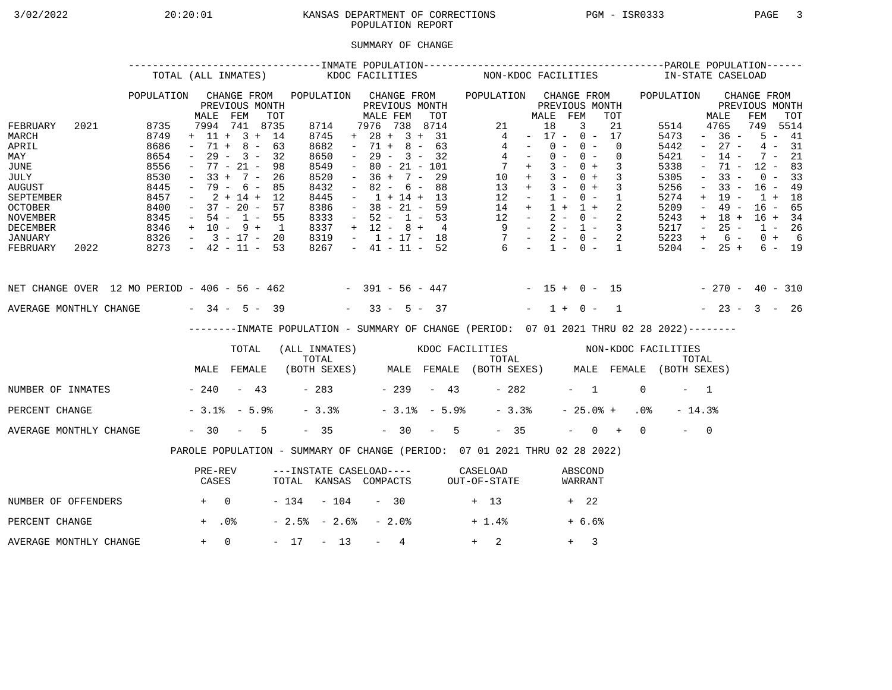KANSAS DEPARTMENT OF CORRECTIONS
POPULATION REPORT

3/02/2022 20:20:01 PGM - ISR0333

## SUMMARY OF CHANGE

| | INMATE POPULATION: TOTAL (ALL INMATES) POPULATION | CHANGE FROM PREVIOUS MONTH MALE | FEM | TOT | KDOC FACILITIES POPULATION | CHANGE FROM PREVIOUS MONTH MALE | FEM | TOT | NON-KDOC FACILITIES POPULATION | CHANGE FROM PREVIOUS MONTH MALE | FEM | TOT | PAROLE POPULATION: IN-STATE CASELOAD POPULATION | CHANGE FROM PREVIOUS MONTH MALE | FEM | TOT |
|---|---|---|---|---|---|---|---|---|---|---|---|---|---|---|---|---|
| FEBRUARY 2021 | 8735 | 7994 | 741 | 8735 | 8714 | 7976 | 738 | 8714 | 21 | 18 | 3 | 21 | 5514 | 4765 | 749 | 5514 |
| MARCH | 8749 | + 11 | + 3 | + 14 | 8745 | + 28 | + 3 | + 31 | 4 | - 17 | - 0 | - 17 | 5473 | - 36 | - 5 | - 41 |
| APRIL | 8686 | - 71 | + 8 | - 63 | 8682 | - 71 | + 8 | - 63 | 4 | - 0 | - 0 | - 0 | 5442 | - 27 | - 4 | - 31 |
| MAY | 8654 | - 29 | - 3 | - 32 | 8650 | - 29 | - 3 | - 32 | 4 | - 0 | - 0 | - 0 | 5421 | - 14 | - 7 | - 21 |
| JUNE | 8556 | - 77 | - 21 | - 98 | 8549 | - 80 | - 21 | - 101 | 7 | + 3 | - 0 | + 3 | 5338 | - 71 | - 12 | - 83 |
| JULY | 8530 | - 33 | + 7 | - 26 | 8520 | - 36 | + 7 | - 29 | 10 | + 3 | - 0 | + 3 | 5305 | - 33 | - 0 | - 33 |
| AUGUST | 8445 | - 79 | - 6 | - 85 | 8432 | - 82 | - 6 | - 88 | 13 | + 3 | - 0 | + 3 | 5256 | - 33 | - 16 | - 49 |
| SEPTEMBER | 8457 | - 2 | + 14 | + 12 | 8445 | - 1 | + 14 | + 13 | 12 | - 1 | - 0 | - 1 | 5274 | + 19 | - 1 | + 18 |
| OCTOBER | 8400 | - 37 | - 20 | - 57 | 8386 | - 38 | - 21 | - 59 | 14 | + 1 | + 1 | + 2 | 5209 | - 49 | - 16 | - 65 |
| NOVEMBER | 8345 | - 54 | - 1 | - 55 | 8333 | - 52 | - 1 | - 53 | 12 | - 2 | - 0 | - 2 | 5243 | + 18 | + 16 | + 34 |
| DECEMBER | 8346 | + 10 | - 9 | + 1 | 8337 | + 12 | - 8 | + 4 | 9 | - 2 | - 1 | - 3 | 5217 | - 25 | - 1 | - 26 |
| JANUARY | 8326 | - 3 | - 17 | - 20 | 8319 | - 1 | - 17 | - 18 | 7 | - 2 | - 0 | - 2 | 5223 | + 6 | - 0 | + 6 |
| FEBRUARY 2022 | 8273 | - 42 | - 11 | - 53 | 8267 | - 41 | - 11 | - 52 | 6 | - 1 | - 0 | - 1 | 5204 | - 25 | + 6 | - 19 |
| NET CHANGE OVER 12 MO PERIOD | | - 406 | - 56 | - 462 | | - 391 | - 56 | - 447 | | - 15 | + 0 | - 15 | | - 270 | - 40 | - 310 |
| AVERAGE MONTHLY CHANGE | | - 34 | - 5 | - 39 | | - 33 | - 5 | - 37 | | - 1 | + 0 | - 1 | | - 23 | - 3 | - 26 |

### INMATE POPULATION - SUMMARY OF CHANGE (PERIOD: 07 01 2021 THRU 02 28 2022)

| | TOTAL (ALL INMATES) MALE | FEMALE | TOTAL (BOTH SEXES) | KDOC FACILITIES MALE | FEMALE | TOTAL (BOTH SEXES) | NON-KDOC FACILITIES MALE | FEMALE | TOTAL (BOTH SEXES) |
|---|---|---|---|---|---|---|---|---|---|
| NUMBER OF INMATES | - 240 | - 43 | - 283 | - 239 | - 43 | - 282 | - 1 | 0 | - 1 |
| PERCENT CHANGE | - 3.1% | - 5.9% | - 3.3% | - 3.1% | - 5.9% | - 3.3% | - 25.0% | + .0% | - 14.3% |
| AVERAGE MONTHLY CHANGE | - 30 | - 5 | - 35 | - 30 | - 5 | - 35 | - 0 | + 0 | - 0 |

### PAROLE POPULATION - SUMMARY OF CHANGE (PERIOD: 07 01 2021 THRU 02 28 2022)

| | PRE-REV CASES | INSTATE CASELOAD TOTAL | KANSAS | COMPACTS | CASELOAD OUT-OF-STATE | ABSCOND WARRANT |
|---|---|---|---|---|---|---|
| NUMBER OF OFFENDERS | + 0 | - 134 | - 104 | - 30 | + 13 | + 22 |
| PERCENT CHANGE | + .0% | - 2.5% | - 2.6% | - 2.0% | + 1.4% | + 6.6% |
| AVERAGE MONTHLY CHANGE | + 0 | - 17 | - 13 | - 4 | + 2 | + 3 |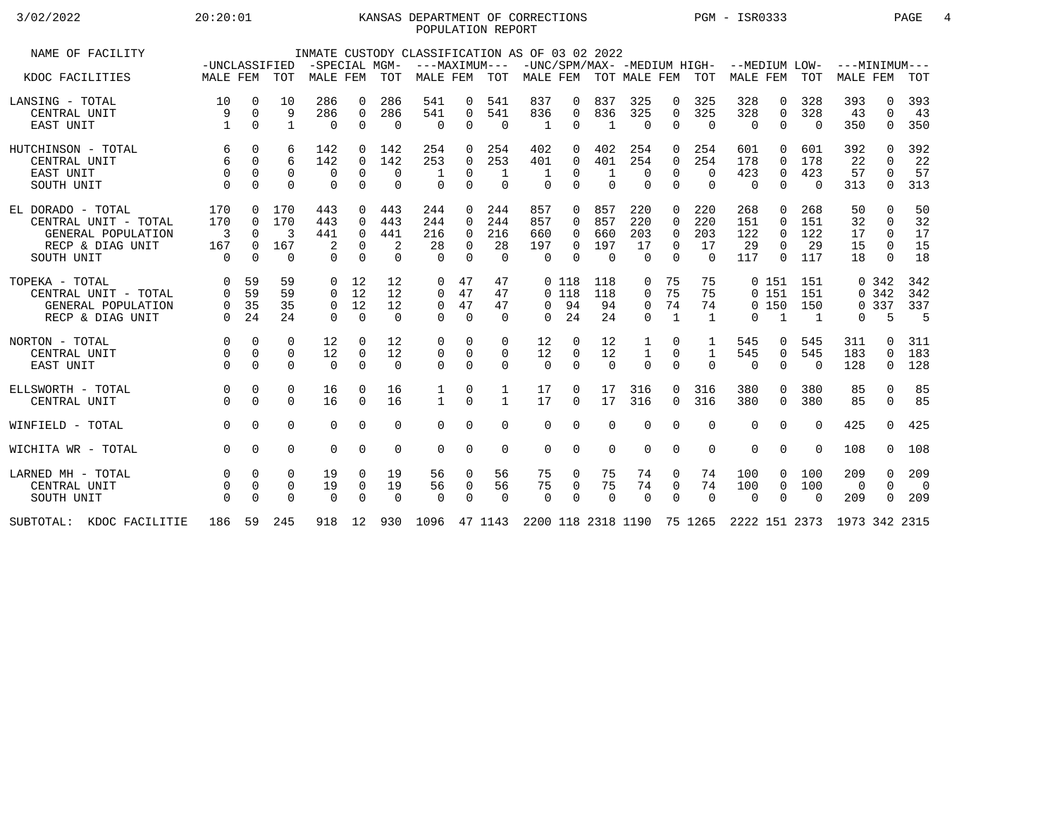# KANSAS DEPARTMENT OF CORRECTIONS
## POPULATION REPORT

3/02/2022 20:20:01 PGM - ISR0333

INMATE CUSTODY CLASSIFICATION AS OF 03 02 2022

| NAME OF FACILITY / KDOC FACILITIES | -UNCLASSIFIED MALE | FEM | TOT | -SPECIAL MGM- MALE | FEM | TOT | ---MAXIMUM--- MALE | FEM | TOT | -UNC/SPM/MAX- MALE | FEM | TOT | -MEDIUM HIGH- MALE | FEM | TOT | --MEDIUM LOW- MALE | FEM | TOT | ---MINIMUM--- MALE | FEM | TOT |
|---|---|---|---|---|---|---|---|---|---|---|---|---|---|---|---|---|---|---|---|---|---|
| LANSING - TOTAL | 10 | 0 | 10 | 286 | 0 | 286 | 541 | 0 | 541 | 837 | 0 | 837 | 325 | 0 | 325 | 328 | 0 | 328 | 393 | 0 | 393 |
| CENTRAL UNIT | 9 | 0 | 9 | 286 | 0 | 286 | 541 | 0 | 541 | 836 | 0 | 836 | 325 | 0 | 325 | 328 | 0 | 328 | 43 | 0 | 43 |
| EAST UNIT | 1 | 0 | 1 | 0 | 0 | 0 | 0 | 0 | 0 | 1 | 0 | 1 | 0 | 0 | 0 | 0 | 0 | 0 | 350 | 0 | 350 |
| HUTCHINSON - TOTAL | 6 | 0 | 6 | 142 | 0 | 142 | 254 | 0 | 254 | 402 | 0 | 402 | 254 | 0 | 254 | 601 | 0 | 601 | 392 | 0 | 392 |
| CENTRAL UNIT | 6 | 0 | 6 | 142 | 0 | 142 | 253 | 0 | 253 | 401 | 0 | 401 | 254 | 0 | 254 | 178 | 0 | 178 | 22 | 0 | 22 |
| EAST UNIT | 0 | 0 | 0 | 0 | 0 | 0 | 1 | 0 | 1 | 1 | 0 | 1 | 0 | 0 | 0 | 423 | 0 | 423 | 57 | 0 | 57 |
| SOUTH UNIT | 0 | 0 | 0 | 0 | 0 | 0 | 0 | 0 | 0 | 0 | 0 | 0 | 0 | 0 | 0 | 0 | 0 | 0 | 313 | 0 | 313 |
| EL DORADO - TOTAL | 170 | 0 | 170 | 443 | 0 | 443 | 244 | 0 | 244 | 857 | 0 | 857 | 220 | 0 | 220 | 268 | 0 | 268 | 50 | 0 | 50 |
| CENTRAL UNIT - TOTAL | 170 | 0 | 170 | 443 | 0 | 443 | 244 | 0 | 244 | 857 | 0 | 857 | 220 | 0 | 220 | 151 | 0 | 151 | 32 | 0 | 32 |
| GENERAL POPULATION | 3 | 0 | 3 | 441 | 0 | 441 | 216 | 0 | 216 | 660 | 0 | 660 | 203 | 0 | 203 | 122 | 0 | 122 | 17 | 0 | 17 |
| RECP & DIAG UNIT | 167 | 0 | 167 | 2 | 0 | 2 | 28 | 0 | 28 | 197 | 0 | 197 | 17 | 0 | 17 | 29 | 0 | 29 | 15 | 0 | 15 |
| SOUTH UNIT | 0 | 0 | 0 | 0 | 0 | 0 | 0 | 0 | 0 | 0 | 0 | 0 | 0 | 0 | 0 | 117 | 0 | 117 | 18 | 0 | 18 |
| TOPEKA - TOTAL | 0 | 59 | 59 | 0 | 12 | 12 | 0 | 47 | 47 | 0 | 118 | 118 | 0 | 75 | 75 | 0 | 151 | 151 | 0 | 342 | 342 |
| CENTRAL UNIT - TOTAL | 0 | 59 | 59 | 0 | 12 | 12 | 0 | 47 | 47 | 0 | 118 | 118 | 0 | 75 | 75 | 0 | 151 | 151 | 0 | 342 | 342 |
| GENERAL POPULATION | 0 | 35 | 35 | 0 | 12 | 12 | 0 | 47 | 47 | 0 | 94 | 94 | 0 | 74 | 74 | 0 | 150 | 150 | 0 | 337 | 337 |
| RECP & DIAG UNIT | 0 | 24 | 24 | 0 | 0 | 0 | 0 | 0 | 0 | 0 | 24 | 24 | 0 | 1 | 1 | 0 | 1 | 1 | 0 | 5 | 5 |
| NORTON - TOTAL | 0 | 0 | 0 | 12 | 0 | 12 | 0 | 0 | 0 | 12 | 0 | 12 | 1 | 0 | 1 | 545 | 0 | 545 | 311 | 0 | 311 |
| CENTRAL UNIT | 0 | 0 | 0 | 12 | 0 | 12 | 0 | 0 | 0 | 12 | 0 | 12 | 1 | 0 | 1 | 545 | 0 | 545 | 183 | 0 | 183 |
| EAST UNIT | 0 | 0 | 0 | 0 | 0 | 0 | 0 | 0 | 0 | 0 | 0 | 0 | 0 | 0 | 0 | 0 | 0 | 0 | 128 | 0 | 128 |
| ELLSWORTH - TOTAL | 0 | 0 | 0 | 16 | 0 | 16 | 1 | 0 | 1 | 17 | 0 | 17 | 316 | 0 | 316 | 380 | 0 | 380 | 85 | 0 | 85 |
| CENTRAL UNIT | 0 | 0 | 0 | 16 | 0 | 16 | 1 | 0 | 1 | 17 | 0 | 17 | 316 | 0 | 316 | 380 | 0 | 380 | 85 | 0 | 85 |
| WINFIELD - TOTAL | 0 | 0 | 0 | 0 | 0 | 0 | 0 | 0 | 0 | 0 | 0 | 0 | 0 | 0 | 0 | 0 | 0 | 0 | 425 | 0 | 425 |
| WICHITA WR - TOTAL | 0 | 0 | 0 | 0 | 0 | 0 | 0 | 0 | 0 | 0 | 0 | 0 | 0 | 0 | 0 | 0 | 0 | 0 | 108 | 0 | 108 |
| LARNED MH - TOTAL | 0 | 0 | 0 | 19 | 0 | 19 | 56 | 0 | 56 | 75 | 0 | 75 | 74 | 0 | 74 | 100 | 0 | 100 | 209 | 0 | 209 |
| CENTRAL UNIT | 0 | 0 | 0 | 19 | 0 | 19 | 56 | 0 | 56 | 75 | 0 | 75 | 74 | 0 | 74 | 100 | 0 | 100 | 0 | 0 | 0 |
| SOUTH UNIT | 0 | 0 | 0 | 0 | 0 | 0 | 0 | 0 | 0 | 0 | 0 | 0 | 0 | 0 | 0 | 0 | 0 | 0 | 209 | 0 | 209 |
| SUBTOTAL: KDOC FACILITIE | 186 | 59 | 245 | 918 | 12 | 930 | 1096 | 47 | 1143 | 2200 | 118 | 2318 | 1190 | 75 | 1265 | 2222 | 151 | 2373 | 1973 | 342 | 2315 |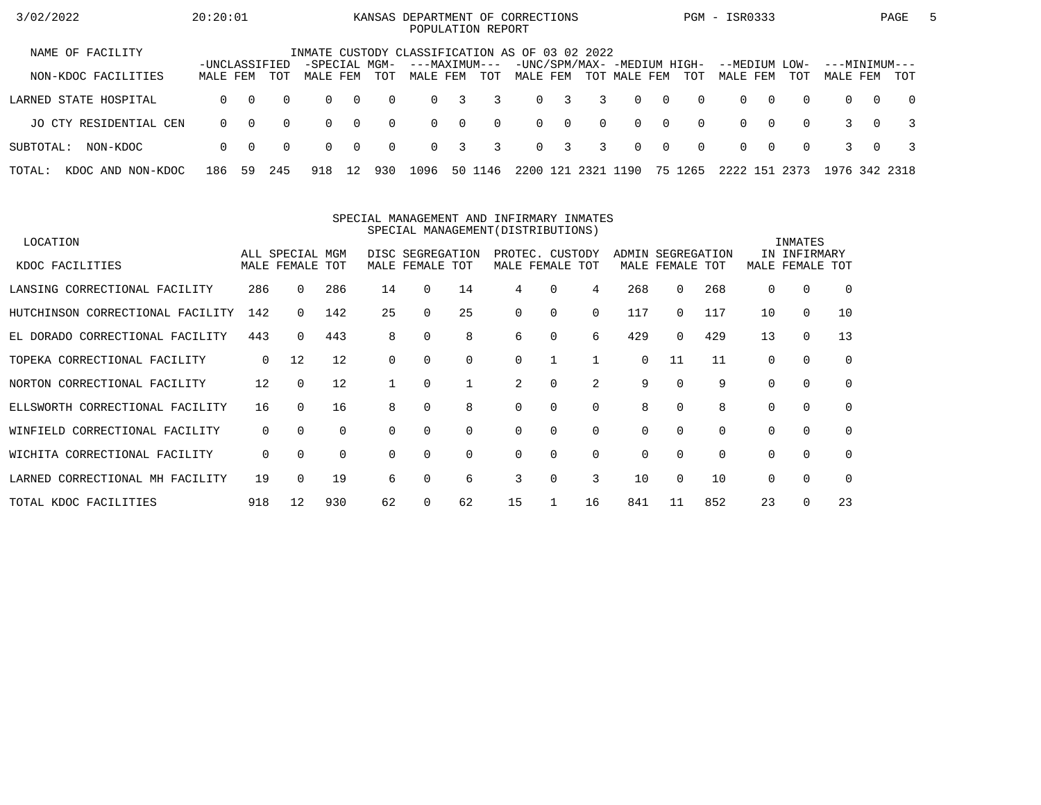KANSAS DEPARTMENT OF CORRECTIONS
POPULATION REPORT

INMATE CUSTODY CLASSIFICATION AS OF 03 02 2022

| NAME OF FACILITY | -UNCLASSIFIED | | | -SPECIAL MGM- | | | ---MAXIMUM--- | | | -UNC/SPM/MAX- | | | -MEDIUM HIGH- | | | --MEDIUM LOW- | | | ---MINIMUM--- | | |
|---|---|---|---|---|---|---|---|---|---|---|---|---|---|---|---|---|---|---|---|---|---|
| NON-KDOC FACILITIES | MALE | FEM | TOT | MALE | FEM | TOT | MALE | FEM | TOT | MALE | FEM | TOT | MALE | FEM | TOT | MALE | FEM | TOT | MALE | FEM | TOT |
| LARNED STATE HOSPITAL | 0 | 0 | 0 | 0 | 0 | 0 | 0 | 3 | 3 | 0 | 3 | 3 | 0 | 0 | 0 | 0 | 0 | 0 | 0 | 0 | 0 |
| JO CTY RESIDENTIAL CEN | 0 | 0 | 0 | 0 | 0 | 0 | 0 | 0 | 0 | 0 | 0 | 0 | 0 | 0 | 0 | 0 | 0 | 0 | 3 | 0 | 3 |
| SUBTOTAL: NON-KDOC | 0 | 0 | 0 | 0 | 0 | 0 | 0 | 3 | 3 | 0 | 3 | 3 | 0 | 0 | 0 | 0 | 0 | 0 | 3 | 0 | 3 |
| TOTAL: KDOC AND NON-KDOC | 186 | 59 | 245 | 918 | 12 | 930 | 1096 | 50 | 1146 | 2200 | 121 | 2321 | 1190 | 75 | 1265 | 2222 | 151 | 2373 | 1976 | 342 | 2318 |

SPECIAL MANAGEMENT AND INFIRMARY INMATES
SPECIAL MANAGEMENT(DISTRIBUTIONS)

| LOCATION | ALL SPECIAL MGM | | | DISC SEGREGATION | | | PROTEC. CUSTODY | | | ADMIN SEGREGATION | | | INMATES IN INFIRMARY | | |
|---|---|---|---|---|---|---|---|---|---|---|---|---|---|---|---|
| KDOC FACILITIES | MALE | FEMALE | TOT | MALE | FEMALE | TOT | MALE | FEMALE | TOT | MALE | FEMALE | TOT | MALE | FEMALE | TOT |
| LANSING CORRECTIONAL FACILITY | 286 | 0 | 286 | 14 | 0 | 14 | 4 | 0 | 4 | 268 | 0 | 268 | 0 | 0 | 0 |
| HUTCHINSON CORRECTIONAL FACILITY | 142 | 0 | 142 | 25 | 0 | 25 | 0 | 0 | 0 | 117 | 0 | 117 | 10 | 0 | 10 |
| EL DORADO CORRECTIONAL FACILITY | 443 | 0 | 443 | 8 | 0 | 8 | 6 | 0 | 6 | 429 | 0 | 429 | 13 | 0 | 13 |
| TOPEKA CORRECTIONAL FACILITY | 0 | 12 | 12 | 0 | 0 | 0 | 0 | 1 | 1 | 0 | 11 | 11 | 0 | 0 | 0 |
| NORTON CORRECTIONAL FACILITY | 12 | 0 | 12 | 1 | 0 | 1 | 2 | 0 | 2 | 9 | 0 | 9 | 0 | 0 | 0 |
| ELLSWORTH CORRECTIONAL FACILITY | 16 | 0 | 16 | 8 | 0 | 8 | 0 | 0 | 0 | 8 | 0 | 8 | 0 | 0 | 0 |
| WINFIELD CORRECTIONAL FACILITY | 0 | 0 | 0 | 0 | 0 | 0 | 0 | 0 | 0 | 0 | 0 | 0 | 0 | 0 | 0 |
| WICHITA CORRECTIONAL FACILITY | 0 | 0 | 0 | 0 | 0 | 0 | 0 | 0 | 0 | 0 | 0 | 0 | 0 | 0 | 0 |
| LARNED CORRECTIONAL MH FACILITY | 19 | 0 | 19 | 6 | 0 | 6 | 3 | 0 | 3 | 10 | 0 | 10 | 0 | 0 | 0 |
| TOTAL KDOC FACILITIES | 918 | 12 | 930 | 62 | 0 | 62 | 15 | 1 | 16 | 841 | 11 | 852 | 23 | 0 | 23 |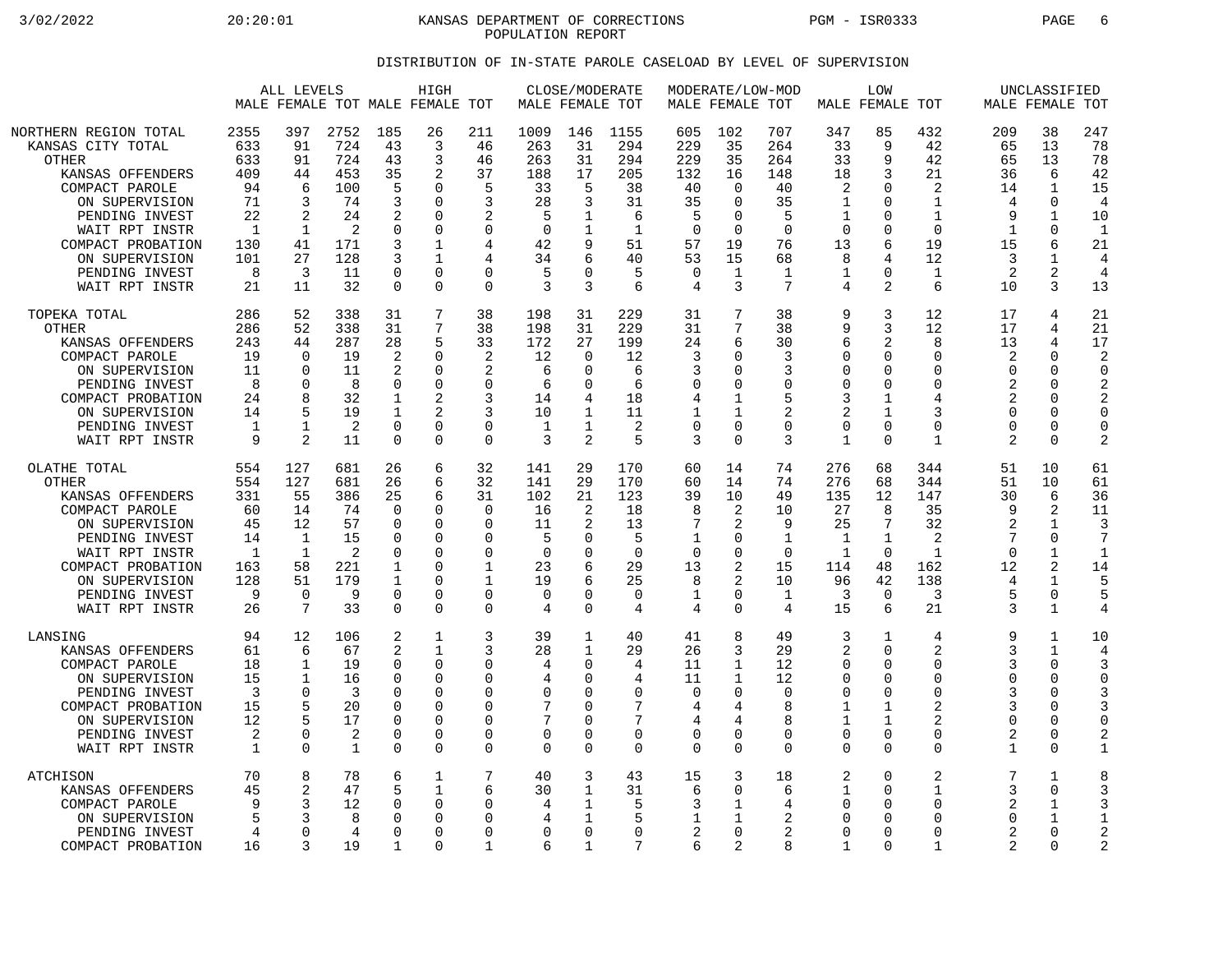KANSAS DEPARTMENT OF CORRECTIONS
POPULATION REPORT

## DISTRIBUTION OF IN-STATE PAROLE CASELOAD BY LEVEL OF SUPERVISION

| | ALL LEVELS | | | HIGH | | | CLOSE/MODERATE | | | MODERATE/LOW-MOD | | | LOW | | | UNCLASSIFIED | | |
|---|---|---|---|---|---|---|---|---|---|---|---|---|---|---|---|---|---|---|
| | MALE | FEMALE | TOT | MALE | FEMALE | TOT | MALE | FEMALE | TOT | MALE | FEMALE | TOT | MALE | FEMALE | TOT | MALE | FEMALE | TOT |
| NORTHERN REGION TOTAL | 2355 | 397 | 2752 | 185 | 26 | 211 | 1009 | 146 | 1155 | 605 | 102 | 707 | 347 | 85 | 432 | 209 | 38 | 247 |
| KANSAS CITY TOTAL | 633 | 91 | 724 | 43 | 3 | 46 | 263 | 31 | 294 | 229 | 35 | 264 | 33 | 9 | 42 | 65 | 13 | 78 |
| OTHER | 633 | 91 | 724 | 43 | 3 | 46 | 263 | 31 | 294 | 229 | 35 | 264 | 33 | 9 | 42 | 65 | 13 | 78 |
| KANSAS OFFENDERS | 409 | 44 | 453 | 35 | 2 | 37 | 188 | 17 | 205 | 132 | 16 | 148 | 18 | 3 | 21 | 36 | 6 | 42 |
| COMPACT PAROLE | 94 | 6 | 100 | 5 | 0 | 5 | 33 | 5 | 38 | 40 | 0 | 40 | 2 | 0 | 2 | 14 | 1 | 15 |
| ON SUPERVISION | 71 | 3 | 74 | 3 | 0 | 3 | 28 | 3 | 31 | 35 | 0 | 35 | 1 | 0 | 1 | 4 | 0 | 4 |
| PENDING INVEST | 22 | 2 | 24 | 2 | 0 | 2 | 5 | 1 | 6 | 5 | 0 | 5 | 1 | 0 | 1 | 9 | 1 | 10 |
| WAIT RPT INSTR | 1 | 1 | 2 | 0 | 0 | 0 | 0 | 1 | 1 | 0 | 0 | 0 | 0 | 0 | 0 | 1 | 0 | 1 |
| COMPACT PROBATION | 130 | 41 | 171 | 3 | 1 | 4 | 42 | 9 | 51 | 57 | 19 | 76 | 13 | 6 | 19 | 15 | 6 | 21 |
| ON SUPERVISION | 101 | 27 | 128 | 3 | 1 | 4 | 34 | 6 | 40 | 53 | 15 | 68 | 8 | 4 | 12 | 3 | 1 | 4 |
| PENDING INVEST | 8 | 3 | 11 | 0 | 0 | 0 | 5 | 0 | 5 | 0 | 1 | 1 | 1 | 0 | 1 | 2 | 2 | 4 |
| WAIT RPT INSTR | 21 | 11 | 32 | 0 | 0 | 0 | 3 | 3 | 6 | 4 | 3 | 7 | 4 | 2 | 6 | 10 | 3 | 13 |
| TOPEKA TOTAL | 286 | 52 | 338 | 31 | 7 | 38 | 198 | 31 | 229 | 31 | 7 | 38 | 9 | 3 | 12 | 17 | 4 | 21 |
| OTHER | 286 | 52 | 338 | 31 | 7 | 38 | 198 | 31 | 229 | 31 | 7 | 38 | 9 | 3 | 12 | 17 | 4 | 21 |
| KANSAS OFFENDERS | 243 | 44 | 287 | 28 | 5 | 33 | 172 | 27 | 199 | 24 | 6 | 30 | 6 | 2 | 8 | 13 | 4 | 17 |
| COMPACT PAROLE | 19 | 0 | 19 | 2 | 0 | 2 | 12 | 0 | 12 | 3 | 0 | 3 | 0 | 0 | 0 | 2 | 0 | 2 |
| ON SUPERVISION | 11 | 0 | 11 | 2 | 0 | 2 | 6 | 0 | 6 | 3 | 0 | 3 | 0 | 0 | 0 | 0 | 0 | 0 |
| PENDING INVEST | 8 | 0 | 8 | 0 | 0 | 0 | 6 | 0 | 6 | 0 | 0 | 0 | 0 | 0 | 0 | 2 | 0 | 2 |
| COMPACT PROBATION | 24 | 8 | 32 | 1 | 2 | 3 | 14 | 4 | 18 | 4 | 1 | 5 | 3 | 1 | 4 | 2 | 0 | 2 |
| ON SUPERVISION | 14 | 5 | 19 | 1 | 2 | 3 | 10 | 1 | 11 | 1 | 1 | 2 | 2 | 1 | 3 | 0 | 0 | 0 |
| PENDING INVEST | 1 | 1 | 2 | 0 | 0 | 0 | 1 | 1 | 2 | 0 | 0 | 0 | 0 | 0 | 0 | 0 | 0 | 0 |
| WAIT RPT INSTR | 9 | 2 | 11 | 0 | 0 | 0 | 3 | 2 | 5 | 3 | 0 | 3 | 1 | 0 | 1 | 2 | 0 | 2 |
| OLATHE TOTAL | 554 | 127 | 681 | 26 | 6 | 32 | 141 | 29 | 170 | 60 | 14 | 74 | 276 | 68 | 344 | 51 | 10 | 61 |
| OTHER | 554 | 127 | 681 | 26 | 6 | 32 | 141 | 29 | 170 | 60 | 14 | 74 | 276 | 68 | 344 | 51 | 10 | 61 |
| KANSAS OFFENDERS | 331 | 55 | 386 | 25 | 6 | 31 | 102 | 21 | 123 | 39 | 10 | 49 | 135 | 12 | 147 | 30 | 6 | 36 |
| COMPACT PAROLE | 60 | 14 | 74 | 0 | 0 | 0 | 16 | 2 | 18 | 8 | 2 | 10 | 27 | 8 | 35 | 9 | 2 | 11 |
| ON SUPERVISION | 45 | 12 | 57 | 0 | 0 | 0 | 11 | 2 | 13 | 7 | 2 | 9 | 25 | 7 | 32 | 2 | 1 | 3 |
| PENDING INVEST | 14 | 1 | 15 | 0 | 0 | 0 | 5 | 0 | 5 | 1 | 0 | 1 | 1 | 1 | 2 | 7 | 0 | 7 |
| WAIT RPT INSTR | 1 | 1 | 2 | 0 | 0 | 0 | 0 | 0 | 0 | 0 | 0 | 0 | 1 | 0 | 1 | 0 | 1 | 1 |
| COMPACT PROBATION | 163 | 58 | 221 | 1 | 0 | 1 | 23 | 6 | 29 | 13 | 2 | 15 | 114 | 48 | 162 | 12 | 2 | 14 |
| ON SUPERVISION | 128 | 51 | 179 | 1 | 0 | 1 | 19 | 6 | 25 | 8 | 2 | 10 | 96 | 42 | 138 | 4 | 1 | 5 |
| PENDING INVEST | 9 | 0 | 9 | 0 | 0 | 0 | 0 | 0 | 0 | 1 | 0 | 1 | 3 | 0 | 3 | 5 | 0 | 5 |
| WAIT RPT INSTR | 26 | 7 | 33 | 0 | 0 | 0 | 4 | 0 | 4 | 4 | 0 | 4 | 15 | 6 | 21 | 3 | 1 | 4 |
| LANSING | 94 | 12 | 106 | 2 | 1 | 3 | 39 | 1 | 40 | 41 | 8 | 49 | 3 | 1 | 4 | 9 | 1 | 10 |
| KANSAS OFFENDERS | 61 | 6 | 67 | 2 | 1 | 3 | 28 | 1 | 29 | 26 | 3 | 29 | 2 | 0 | 2 | 3 | 1 | 4 |
| COMPACT PAROLE | 18 | 1 | 19 | 0 | 0 | 0 | 4 | 0 | 4 | 11 | 1 | 12 | 0 | 0 | 0 | 3 | 0 | 3 |
| ON SUPERVISION | 15 | 1 | 16 | 0 | 0 | 0 | 4 | 0 | 4 | 11 | 1 | 12 | 0 | 0 | 0 | 0 | 0 | 0 |
| PENDING INVEST | 3 | 0 | 3 | 0 | 0 | 0 | 0 | 0 | 0 | 0 | 0 | 0 | 0 | 0 | 0 | 3 | 0 | 3 |
| COMPACT PROBATION | 15 | 5 | 20 | 0 | 0 | 0 | 7 | 0 | 7 | 4 | 4 | 8 | 1 | 1 | 2 | 3 | 0 | 3 |
| ON SUPERVISION | 12 | 5 | 17 | 0 | 0 | 0 | 7 | 0 | 7 | 4 | 4 | 8 | 1 | 1 | 2 | 0 | 0 | 0 |
| PENDING INVEST | 2 | 0 | 2 | 0 | 0 | 0 | 0 | 0 | 0 | 0 | 0 | 0 | 0 | 0 | 0 | 2 | 0 | 2 |
| WAIT RPT INSTR | 1 | 0 | 1 | 0 | 0 | 0 | 0 | 0 | 0 | 0 | 0 | 0 | 0 | 0 | 0 | 1 | 0 | 1 |
| ATCHISON | 70 | 8 | 78 | 6 | 1 | 7 | 40 | 3 | 43 | 15 | 3 | 18 | 2 | 0 | 2 | 7 | 1 | 8 |
| KANSAS OFFENDERS | 45 | 2 | 47 | 5 | 1 | 6 | 30 | 1 | 31 | 6 | 0 | 6 | 1 | 0 | 1 | 3 | 0 | 3 |
| COMPACT PAROLE | 9 | 3 | 12 | 0 | 0 | 0 | 4 | 1 | 5 | 3 | 1 | 4 | 0 | 0 | 0 | 2 | 1 | 3 |
| ON SUPERVISION | 5 | 3 | 8 | 0 | 0 | 0 | 4 | 1 | 5 | 1 | 1 | 2 | 0 | 0 | 0 | 0 | 1 | 1 |
| PENDING INVEST | 4 | 0 | 4 | 0 | 0 | 0 | 0 | 0 | 0 | 2 | 0 | 2 | 0 | 0 | 0 | 2 | 0 | 2 |
| COMPACT PROBATION | 16 | 3 | 19 | 1 | 0 | 1 | 6 | 1 | 7 | 6 | 2 | 8 | 1 | 0 | 1 | 2 | 0 | 2 |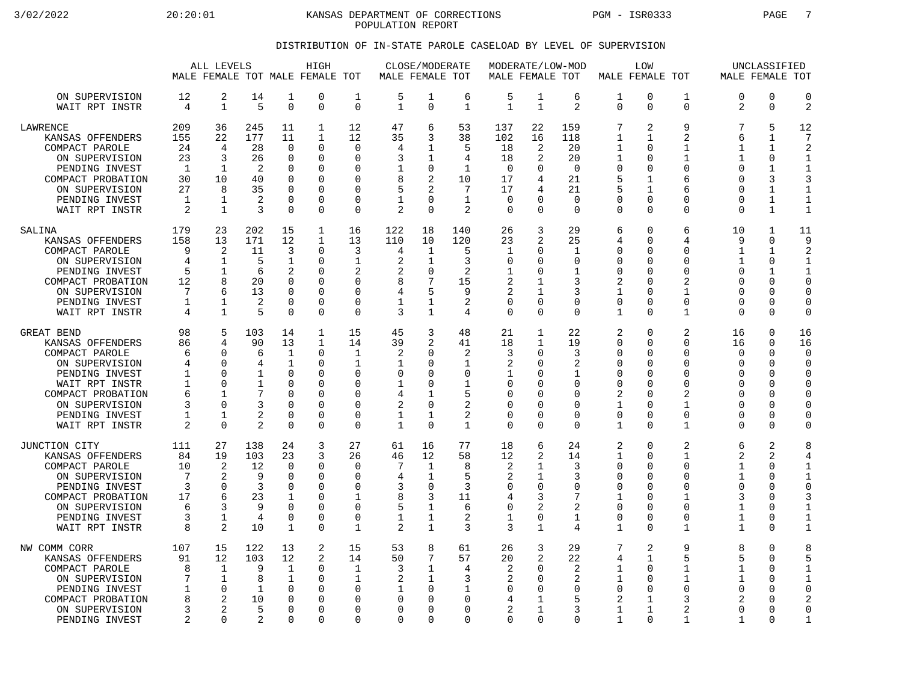KANSAS DEPARTMENT OF CORRECTIONS
POPULATION REPORT

## DISTRIBUTION OF IN-STATE PAROLE CASELOAD BY LEVEL OF SUPERVISION

| | ALL LEVELS | | | HIGH | | | CLOSE/MODERATE | | | MODERATE/LOW-MOD | | | LOW | | | UNCLASSIFIED | | |
|---|---|---|---|---|---|---|---|---|---|---|---|---|---|---|---|---|---|---|
| | MALE | FEMALE | TOT | MALE | FEMALE | TOT | MALE | FEMALE | TOT | MALE | FEMALE | TOT | MALE | FEMALE | TOT | MALE | FEMALE | TOT |
| ON SUPERVISION | 12 | 2 | 14 | 1 | 0 | 1 | 5 | 1 | 6 | 5 | 1 | 6 | 1 | 0 | 1 | 0 | 0 | 0 |
| WAIT RPT INSTR | 4 | 1 | 5 | 0 | 0 | 0 | 1 | 0 | 1 | 1 | 1 | 2 | 0 | 0 | 0 | 2 | 0 | 2 |
| LAWRENCE | 209 | 36 | 245 | 11 | 1 | 12 | 47 | 6 | 53 | 137 | 22 | 159 | 7 | 2 | 9 | 7 | 5 | 12 |
| KANSAS OFFENDERS | 155 | 22 | 177 | 11 | 1 | 12 | 35 | 3 | 38 | 102 | 16 | 118 | 1 | 1 | 2 | 6 | 1 | 7 |
| COMPACT PAROLE | 24 | 4 | 28 | 0 | 0 | 0 | 4 | 1 | 5 | 18 | 2 | 20 | 1 | 0 | 1 | 1 | 1 | 2 |
| ON SUPERVISION | 23 | 3 | 26 | 0 | 0 | 0 | 3 | 1 | 4 | 18 | 2 | 20 | 1 | 0 | 1 | 1 | 0 | 1 |
| PENDING INVEST | 1 | 1 | 2 | 0 | 0 | 0 | 1 | 0 | 1 | 0 | 0 | 0 | 0 | 0 | 0 | 0 | 1 | 1 |
| COMPACT PROBATION | 30 | 10 | 40 | 0 | 0 | 0 | 8 | 2 | 10 | 17 | 4 | 21 | 5 | 1 | 6 | 0 | 3 | 3 |
| ON SUPERVISION | 27 | 8 | 35 | 0 | 0 | 0 | 5 | 2 | 7 | 17 | 4 | 21 | 5 | 1 | 6 | 0 | 1 | 1 |
| PENDING INVEST | 1 | 1 | 2 | 0 | 0 | 0 | 1 | 0 | 1 | 0 | 0 | 0 | 0 | 0 | 0 | 0 | 1 | 1 |
| WAIT RPT INSTR | 2 | 1 | 3 | 0 | 0 | 0 | 2 | 0 | 2 | 0 | 0 | 0 | 0 | 0 | 0 | 0 | 1 | 1 |
| SALINA | 179 | 23 | 202 | 15 | 1 | 16 | 122 | 18 | 140 | 26 | 3 | 29 | 6 | 0 | 6 | 10 | 1 | 11 |
| KANSAS OFFENDERS | 158 | 13 | 171 | 12 | 1 | 13 | 110 | 10 | 120 | 23 | 2 | 25 | 4 | 0 | 4 | 9 | 0 | 9 |
| COMPACT PAROLE | 9 | 2 | 11 | 3 | 0 | 3 | 4 | 1 | 5 | 1 | 0 | 1 | 0 | 0 | 0 | 1 | 1 | 2 |
| ON SUPERVISION | 4 | 1 | 5 | 1 | 0 | 1 | 2 | 1 | 3 | 0 | 0 | 0 | 0 | 0 | 0 | 1 | 0 | 1 |
| PENDING INVEST | 5 | 1 | 6 | 2 | 0 | 2 | 2 | 0 | 2 | 1 | 0 | 1 | 0 | 0 | 0 | 0 | 1 | 1 |
| COMPACT PROBATION | 12 | 8 | 20 | 0 | 0 | 0 | 8 | 7 | 15 | 2 | 1 | 3 | 2 | 0 | 2 | 0 | 0 | 0 |
| ON SUPERVISION | 7 | 6 | 13 | 0 | 0 | 0 | 4 | 5 | 9 | 2 | 1 | 3 | 1 | 0 | 1 | 0 | 0 | 0 |
| PENDING INVEST | 1 | 1 | 2 | 0 | 0 | 0 | 1 | 1 | 2 | 0 | 0 | 0 | 0 | 0 | 0 | 0 | 0 | 0 |
| WAIT RPT INSTR | 4 | 1 | 5 | 0 | 0 | 0 | 3 | 1 | 4 | 0 | 0 | 0 | 1 | 0 | 1 | 0 | 0 | 0 |
| GREAT BEND | 98 | 5 | 103 | 14 | 1 | 15 | 45 | 3 | 48 | 21 | 1 | 22 | 2 | 0 | 2 | 16 | 0 | 16 |
| KANSAS OFFENDERS | 86 | 4 | 90 | 13 | 1 | 14 | 39 | 2 | 41 | 18 | 1 | 19 | 0 | 0 | 0 | 16 | 0 | 16 |
| COMPACT PAROLE | 6 | 0 | 6 | 1 | 0 | 1 | 2 | 0 | 2 | 3 | 0 | 3 | 0 | 0 | 0 | 0 | 0 | 0 |
| ON SUPERVISION | 4 | 0 | 4 | 1 | 0 | 1 | 1 | 0 | 1 | 2 | 0 | 2 | 0 | 0 | 0 | 0 | 0 | 0 |
| PENDING INVEST | 1 | 0 | 1 | 0 | 0 | 0 | 0 | 0 | 0 | 1 | 0 | 1 | 0 | 0 | 0 | 0 | 0 | 0 |
| WAIT RPT INSTR | 1 | 0 | 1 | 0 | 0 | 0 | 1 | 0 | 1 | 0 | 0 | 0 | 0 | 0 | 0 | 0 | 0 | 0 |
| COMPACT PROBATION | 6 | 1 | 7 | 0 | 0 | 0 | 4 | 1 | 5 | 0 | 0 | 0 | 2 | 0 | 2 | 0 | 0 | 0 |
| ON SUPERVISION | 3 | 0 | 3 | 0 | 0 | 0 | 2 | 0 | 2 | 0 | 0 | 0 | 1 | 0 | 1 | 0 | 0 | 0 |
| PENDING INVEST | 1 | 1 | 2 | 0 | 0 | 0 | 1 | 1 | 2 | 0 | 0 | 0 | 0 | 0 | 0 | 0 | 0 | 0 |
| WAIT RPT INSTR | 2 | 0 | 2 | 0 | 0 | 0 | 1 | 0 | 1 | 0 | 0 | 0 | 1 | 0 | 1 | 0 | 0 | 0 |
| JUNCTION CITY | 111 | 27 | 138 | 24 | 3 | 27 | 61 | 16 | 77 | 18 | 6 | 24 | 2 | 0 | 2 | 6 | 2 | 8 |
| KANSAS OFFENDERS | 84 | 19 | 103 | 23 | 3 | 26 | 46 | 12 | 58 | 12 | 2 | 14 | 1 | 0 | 1 | 2 | 2 | 4 |
| COMPACT PAROLE | 10 | 2 | 12 | 0 | 0 | 0 | 7 | 1 | 8 | 2 | 1 | 3 | 0 | 0 | 0 | 1 | 0 | 1 |
| ON SUPERVISION | 7 | 2 | 9 | 0 | 0 | 0 | 4 | 1 | 5 | 2 | 1 | 3 | 0 | 0 | 0 | 1 | 0 | 1 |
| PENDING INVEST | 3 | 0 | 3 | 0 | 0 | 0 | 3 | 0 | 3 | 0 | 0 | 0 | 0 | 0 | 0 | 0 | 0 | 0 |
| COMPACT PROBATION | 17 | 6 | 23 | 1 | 0 | 1 | 8 | 3 | 11 | 4 | 3 | 7 | 1 | 0 | 1 | 3 | 0 | 3 |
| ON SUPERVISION | 6 | 3 | 9 | 0 | 0 | 0 | 5 | 1 | 6 | 0 | 2 | 2 | 0 | 0 | 0 | 1 | 0 | 1 |
| PENDING INVEST | 3 | 1 | 4 | 0 | 0 | 0 | 1 | 1 | 2 | 1 | 0 | 1 | 0 | 0 | 0 | 1 | 0 | 1 |
| WAIT RPT INSTR | 8 | 2 | 10 | 1 | 0 | 1 | 2 | 1 | 3 | 3 | 1 | 4 | 1 | 0 | 1 | 1 | 0 | 1 |
| NW COMM CORR | 107 | 15 | 122 | 13 | 2 | 15 | 53 | 8 | 61 | 26 | 3 | 29 | 7 | 2 | 9 | 8 | 0 | 8 |
| KANSAS OFFENDERS | 91 | 12 | 103 | 12 | 2 | 14 | 50 | 7 | 57 | 20 | 2 | 22 | 4 | 1 | 5 | 5 | 0 | 5 |
| COMPACT PAROLE | 8 | 1 | 9 | 1 | 0 | 1 | 3 | 1 | 4 | 2 | 0 | 2 | 1 | 0 | 1 | 1 | 0 | 1 |
| ON SUPERVISION | 7 | 1 | 8 | 1 | 0 | 1 | 2 | 1 | 3 | 2 | 0 | 2 | 1 | 0 | 1 | 1 | 0 | 1 |
| PENDING INVEST | 1 | 0 | 1 | 0 | 0 | 0 | 1 | 0 | 1 | 0 | 0 | 0 | 0 | 0 | 0 | 0 | 0 | 0 |
| COMPACT PROBATION | 8 | 2 | 10 | 0 | 0 | 0 | 0 | 0 | 0 | 4 | 1 | 5 | 2 | 1 | 3 | 2 | 0 | 2 |
| ON SUPERVISION | 3 | 2 | 5 | 0 | 0 | 0 | 0 | 0 | 0 | 2 | 1 | 3 | 1 | 1 | 2 | 0 | 0 | 0 |
| PENDING INVEST | 2 | 0 | 2 | 0 | 0 | 0 | 0 | 0 | 0 | 0 | 0 | 0 | 1 | 0 | 1 | 1 | 0 | 1 |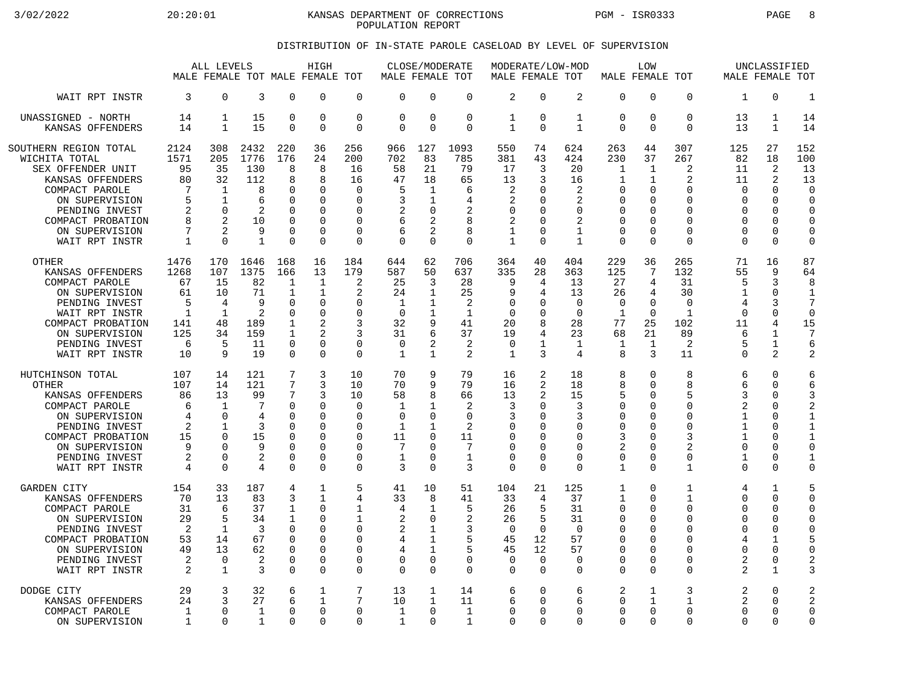KANSAS DEPARTMENT OF CORRECTIONS
POPULATION REPORT

## DISTRIBUTION OF IN-STATE PAROLE CASELOAD BY LEVEL OF SUPERVISION

| | ALL LEVELS | | | HIGH | | | CLOSE/MODERATE | | | MODERATE/LOW-MOD | | | LOW | | | UNCLASSIFIED | | |
|---|---|---|---|---|---|---|---|---|---|---|---|---|---|---|---|---|---|---|
| | MALE | FEMALE | TOT | MALE | FEMALE | TOT | MALE | FEMALE | TOT | MALE | FEMALE | TOT | MALE | FEMALE | TOT | MALE | FEMALE | TOT |
| WAIT RPT INSTR | 3 | 0 | 3 | 0 | 0 | 0 | 0 | 0 | 0 | 2 | 0 | 2 | 0 | 0 | 0 | 1 | 0 | 1 |
| UNASSIGNED - NORTH | 14 | 1 | 15 | 0 | 0 | 0 | 0 | 0 | 0 | 1 | 0 | 1 | 0 | 0 | 0 | 13 | 1 | 14 |
| KANSAS OFFENDERS | 14 | 1 | 15 | 0 | 0 | 0 | 0 | 0 | 0 | 1 | 0 | 1 | 0 | 0 | 0 | 13 | 1 | 14 |
| SOUTHERN REGION TOTAL | 2124 | 308 | 2432 | 220 | 36 | 256 | 966 | 127 | 1093 | 550 | 74 | 624 | 263 | 44 | 307 | 125 | 27 | 152 |
| WICHITA TOTAL | 1571 | 205 | 1776 | 176 | 24 | 200 | 702 | 83 | 785 | 381 | 43 | 424 | 230 | 37 | 267 | 82 | 18 | 100 |
| SEX OFFENDER UNIT | 95 | 35 | 130 | 8 | 8 | 16 | 58 | 21 | 79 | 17 | 3 | 20 | 1 | 1 | 2 | 11 | 2 | 13 |
| KANSAS OFFENDERS | 80 | 32 | 112 | 8 | 8 | 16 | 47 | 18 | 65 | 13 | 3 | 16 | 1 | 1 | 2 | 11 | 2 | 13 |
| COMPACT PAROLE | 7 | 1 | 8 | 0 | 0 | 0 | 5 | 1 | 6 | 2 | 0 | 2 | 0 | 0 | 0 | 0 | 0 | 0 |
| ON SUPERVISION | 5 | 1 | 6 | 0 | 0 | 0 | 3 | 1 | 4 | 2 | 0 | 2 | 0 | 0 | 0 | 0 | 0 | 0 |
| PENDING INVEST | 2 | 0 | 2 | 0 | 0 | 0 | 2 | 0 | 2 | 0 | 0 | 0 | 0 | 0 | 0 | 0 | 0 | 0 |
| COMPACT PROBATION | 8 | 2 | 10 | 0 | 0 | 0 | 6 | 2 | 8 | 2 | 0 | 2 | 0 | 0 | 0 | 0 | 0 | 0 |
| ON SUPERVISION | 7 | 2 | 9 | 0 | 0 | 0 | 6 | 2 | 8 | 1 | 0 | 1 | 0 | 0 | 0 | 0 | 0 | 0 |
| WAIT RPT INSTR | 1 | 0 | 1 | 0 | 0 | 0 | 0 | 0 | 0 | 1 | 0 | 1 | 0 | 0 | 0 | 0 | 0 | 0 |
| OTHER | 1476 | 170 | 1646 | 168 | 16 | 184 | 644 | 62 | 706 | 364 | 40 | 404 | 229 | 36 | 265 | 71 | 16 | 87 |
| KANSAS OFFENDERS | 1268 | 107 | 1375 | 166 | 13 | 179 | 587 | 50 | 637 | 335 | 28 | 363 | 125 | 7 | 132 | 55 | 9 | 64 |
| COMPACT PAROLE | 67 | 15 | 82 | 1 | 1 | 2 | 25 | 3 | 28 | 9 | 4 | 13 | 27 | 4 | 31 | 5 | 3 | 8 |
| ON SUPERVISION | 61 | 10 | 71 | 1 | 1 | 2 | 24 | 1 | 25 | 9 | 4 | 13 | 26 | 4 | 30 | 1 | 0 | 1 |
| PENDING INVEST | 5 | 4 | 9 | 0 | 0 | 0 | 1 | 1 | 2 | 0 | 0 | 0 | 0 | 0 | 0 | 4 | 3 | 7 |
| WAIT RPT INSTR | 1 | 1 | 2 | 0 | 0 | 0 | 0 | 1 | 1 | 0 | 0 | 0 | 1 | 0 | 1 | 0 | 0 | 0 |
| COMPACT PROBATION | 141 | 48 | 189 | 1 | 2 | 3 | 32 | 9 | 41 | 20 | 8 | 28 | 77 | 25 | 102 | 11 | 4 | 15 |
| ON SUPERVISION | 125 | 34 | 159 | 1 | 2 | 3 | 31 | 6 | 37 | 19 | 4 | 23 | 68 | 21 | 89 | 6 | 1 | 7 |
| PENDING INVEST | 6 | 5 | 11 | 0 | 0 | 0 | 0 | 2 | 2 | 0 | 1 | 1 | 1 | 1 | 2 | 5 | 1 | 6 |
| WAIT RPT INSTR | 10 | 9 | 19 | 0 | 0 | 0 | 1 | 1 | 2 | 1 | 3 | 4 | 8 | 3 | 11 | 0 | 2 | 2 |
| HUTCHINSON TOTAL | 107 | 14 | 121 | 7 | 3 | 10 | 70 | 9 | 79 | 16 | 2 | 18 | 8 | 0 | 8 | 6 | 0 | 6 |
| OTHER | 107 | 14 | 121 | 7 | 3 | 10 | 70 | 9 | 79 | 16 | 2 | 18 | 8 | 0 | 8 | 6 | 0 | 6 |
| KANSAS OFFENDERS | 86 | 13 | 99 | 7 | 3 | 10 | 58 | 8 | 66 | 13 | 2 | 15 | 5 | 0 | 5 | 3 | 0 | 3 |
| COMPACT PAROLE | 6 | 1 | 7 | 0 | 0 | 0 | 1 | 1 | 2 | 3 | 0 | 3 | 0 | 0 | 0 | 2 | 0 | 2 |
| ON SUPERVISION | 4 | 0 | 4 | 0 | 0 | 0 | 0 | 0 | 0 | 3 | 0 | 3 | 0 | 0 | 0 | 1 | 0 | 1 |
| PENDING INVEST | 2 | 1 | 3 | 0 | 0 | 0 | 1 | 1 | 2 | 0 | 0 | 0 | 0 | 0 | 0 | 1 | 0 | 1 |
| COMPACT PROBATION | 15 | 0 | 15 | 0 | 0 | 0 | 11 | 0 | 11 | 0 | 0 | 0 | 3 | 0 | 3 | 1 | 0 | 1 |
| ON SUPERVISION | 9 | 0 | 9 | 0 | 0 | 0 | 7 | 0 | 7 | 0 | 0 | 0 | 2 | 0 | 2 | 0 | 0 | 0 |
| PENDING INVEST | 2 | 0 | 2 | 0 | 0 | 0 | 1 | 0 | 1 | 0 | 0 | 0 | 0 | 0 | 0 | 1 | 0 | 1 |
| WAIT RPT INSTR | 4 | 0 | 4 | 0 | 0 | 0 | 3 | 0 | 3 | 0 | 0 | 0 | 1 | 0 | 1 | 0 | 0 | 0 |
| GARDEN CITY | 154 | 33 | 187 | 4 | 1 | 5 | 41 | 10 | 51 | 104 | 21 | 125 | 1 | 0 | 1 | 4 | 1 | 5 |
| KANSAS OFFENDERS | 70 | 13 | 83 | 3 | 1 | 4 | 33 | 8 | 41 | 33 | 4 | 37 | 1 | 0 | 1 | 0 | 0 | 0 |
| COMPACT PAROLE | 31 | 6 | 37 | 1 | 0 | 1 | 4 | 1 | 5 | 26 | 5 | 31 | 0 | 0 | 0 | 0 | 0 | 0 |
| ON SUPERVISION | 29 | 5 | 34 | 1 | 0 | 1 | 2 | 0 | 2 | 26 | 5 | 31 | 0 | 0 | 0 | 0 | 0 | 0 |
| PENDING INVEST | 2 | 1 | 3 | 0 | 0 | 0 | 2 | 1 | 3 | 0 | 0 | 0 | 0 | 0 | 0 | 0 | 0 | 0 |
| COMPACT PROBATION | 53 | 14 | 67 | 0 | 0 | 0 | 4 | 1 | 5 | 45 | 12 | 57 | 0 | 0 | 0 | 4 | 1 | 5 |
| ON SUPERVISION | 49 | 13 | 62 | 0 | 0 | 0 | 4 | 1 | 5 | 45 | 12 | 57 | 0 | 0 | 0 | 0 | 0 | 0 |
| PENDING INVEST | 2 | 0 | 2 | 0 | 0 | 0 | 0 | 0 | 0 | 0 | 0 | 0 | 0 | 0 | 0 | 2 | 0 | 2 |
| WAIT RPT INSTR | 2 | 1 | 3 | 0 | 0 | 0 | 0 | 0 | 0 | 0 | 0 | 0 | 0 | 0 | 0 | 2 | 1 | 3 |
| DODGE CITY | 29 | 3 | 32 | 6 | 1 | 7 | 13 | 1 | 14 | 6 | 0 | 6 | 2 | 1 | 3 | 2 | 0 | 2 |
| KANSAS OFFENDERS | 24 | 3 | 27 | 6 | 1 | 7 | 10 | 1 | 11 | 6 | 0 | 6 | 0 | 1 | 1 | 2 | 0 | 2 |
| COMPACT PAROLE | 1 | 0 | 1 | 0 | 0 | 0 | 1 | 0 | 1 | 0 | 0 | 0 | 0 | 0 | 0 | 0 | 0 | 0 |
| ON SUPERVISION | 1 | 0 | 1 | 0 | 0 | 0 | 1 | 0 | 1 | 0 | 0 | 0 | 0 | 0 | 0 | 0 | 0 | 0 |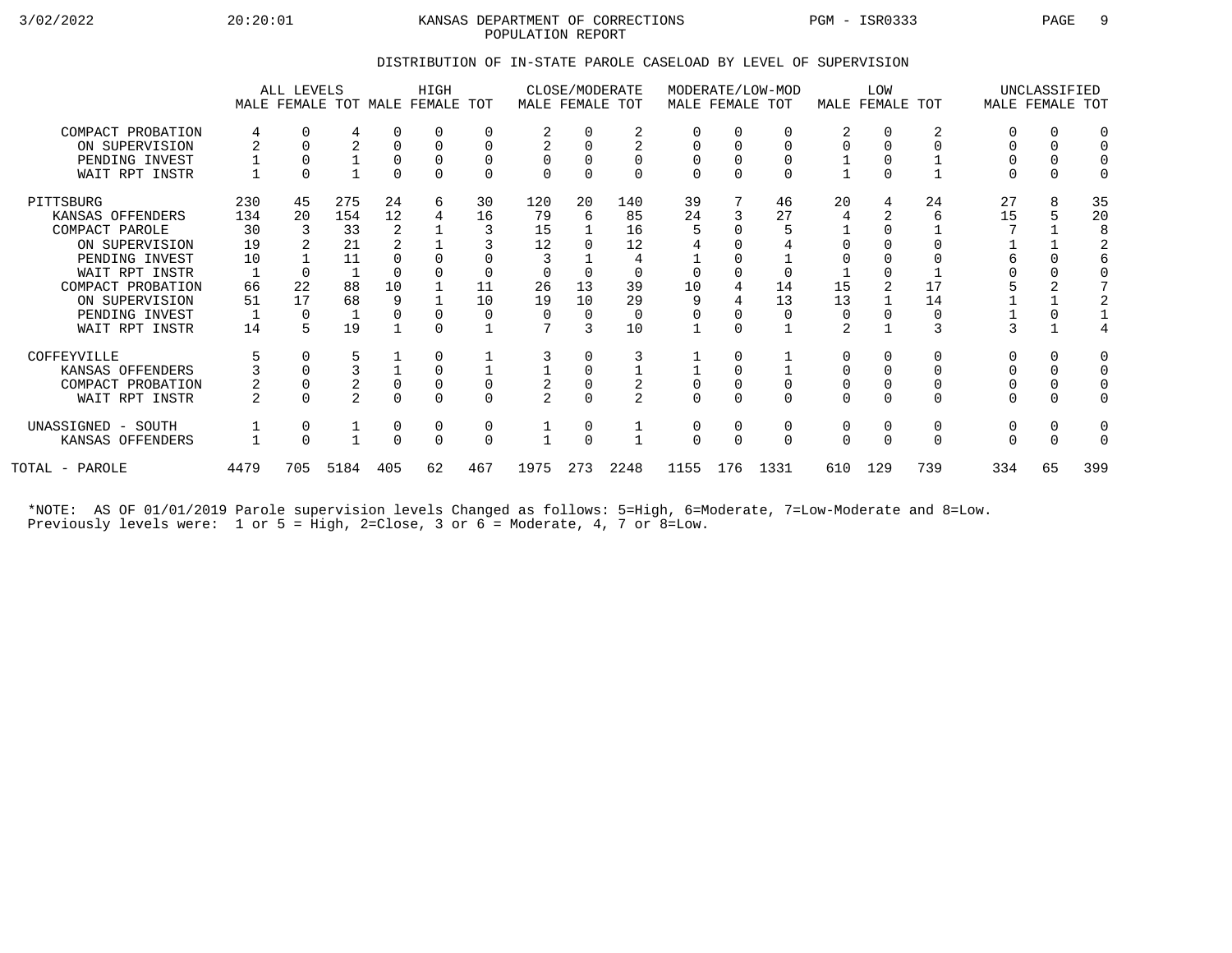KANSAS DEPARTMENT OF CORRECTIONS
POPULATION REPORT

## DISTRIBUTION OF IN-STATE PAROLE CASELOAD BY LEVEL OF SUPERVISION

| | ALL LEVELS | | | HIGH | | | CLOSE/MODERATE | | | MODERATE/LOW-MOD | | | LOW | | | UNCLASSIFIED | | |
|---|---|---|---|---|---|---|---|---|---|---|---|---|---|---|---|---|---|---|
| | MALE | FEMALE | TOT | MALE | FEMALE | TOT | MALE | FEMALE | TOT | MALE | FEMALE | TOT | MALE | FEMALE | TOT | MALE | FEMALE | TOT |
| COMPACT PROBATION | 4 | 0 | 4 | 0 | 0 | 0 | 2 | 0 | 2 | 0 | 0 | 0 | 2 | 0 | 2 | 0 | 0 | 0 |
| ON SUPERVISION | 2 | 0 | 2 | 0 | 0 | 0 | 2 | 0 | 2 | 0 | 0 | 0 | 0 | 0 | 0 | 0 | 0 | 0 |
| PENDING INVEST | 1 | 0 | 1 | 0 | 0 | 0 | 0 | 0 | 0 | 0 | 0 | 0 | 1 | 0 | 1 | 0 | 0 | 0 |
| WAIT RPT INSTR | 1 | 0 | 1 | 0 | 0 | 0 | 0 | 0 | 0 | 0 | 0 | 0 | 1 | 0 | 1 | 0 | 0 | 0 |
| PITTSBURG | 230 | 45 | 275 | 24 | 6 | 30 | 120 | 20 | 140 | 39 | 7 | 46 | 20 | 4 | 24 | 27 | 8 | 35 |
| KANSAS OFFENDERS | 134 | 20 | 154 | 12 | 4 | 16 | 79 | 6 | 85 | 24 | 3 | 27 | 4 | 2 | 6 | 15 | 5 | 20 |
| COMPACT PAROLE | 30 | 3 | 33 | 2 | 1 | 3 | 15 | 1 | 16 | 5 | 0 | 5 | 1 | 0 | 1 | 7 | 1 | 8 |
| ON SUPERVISION | 19 | 2 | 21 | 2 | 1 | 3 | 12 | 0 | 12 | 4 | 0 | 4 | 0 | 0 | 0 | 1 | 1 | 2 |
| PENDING INVEST | 10 | 1 | 11 | 0 | 0 | 0 | 3 | 1 | 4 | 1 | 0 | 1 | 0 | 0 | 0 | 6 | 0 | 6 |
| WAIT RPT INSTR | 1 | 0 | 1 | 0 | 0 | 0 | 0 | 0 | 0 | 0 | 0 | 0 | 1 | 0 | 1 | 0 | 0 | 0 |
| COMPACT PROBATION | 66 | 22 | 88 | 10 | 1 | 11 | 26 | 13 | 39 | 10 | 4 | 14 | 15 | 2 | 17 | 5 | 2 | 7 |
| ON SUPERVISION | 51 | 17 | 68 | 9 | 1 | 10 | 19 | 10 | 29 | 9 | 4 | 13 | 13 | 1 | 14 | 1 | 1 | 2 |
| PENDING INVEST | 1 | 0 | 1 | 0 | 0 | 0 | 0 | 0 | 0 | 0 | 0 | 0 | 0 | 0 | 0 | 1 | 0 | 1 |
| WAIT RPT INSTR | 14 | 5 | 19 | 1 | 0 | 1 | 7 | 3 | 10 | 1 | 0 | 1 | 2 | 1 | 3 | 3 | 1 | 4 |
| COFFEYVILLE | 5 | 0 | 5 | 1 | 0 | 1 | 3 | 0 | 3 | 1 | 0 | 1 | 0 | 0 | 0 | 0 | 0 | 0 |
| KANSAS OFFENDERS | 3 | 0 | 3 | 1 | 0 | 1 | 1 | 0 | 1 | 1 | 0 | 1 | 0 | 0 | 0 | 0 | 0 | 0 |
| COMPACT PROBATION | 2 | 0 | 2 | 0 | 0 | 0 | 2 | 0 | 2 | 0 | 0 | 0 | 0 | 0 | 0 | 0 | 0 | 0 |
| WAIT RPT INSTR | 2 | 0 | 2 | 0 | 0 | 0 | 2 | 0 | 2 | 0 | 0 | 0 | 0 | 0 | 0 | 0 | 0 | 0 |
| UNASSIGNED - SOUTH | 1 | 0 | 1 | 0 | 0 | 0 | 1 | 0 | 1 | 0 | 0 | 0 | 0 | 0 | 0 | 0 | 0 | 0 |
| KANSAS OFFENDERS | 1 | 0 | 1 | 0 | 0 | 0 | 1 | 0 | 1 | 0 | 0 | 0 | 0 | 0 | 0 | 0 | 0 | 0 |
| TOTAL - PAROLE | 4479 | 705 | 5184 | 405 | 62 | 467 | 1975 | 273 | 2248 | 1155 | 176 | 1331 | 610 | 129 | 739 | 334 | 65 | 399 |

*NOTE: AS OF 01/01/2019 Parole supervision levels Changed as follows: 5=High, 6=Moderate, 7=Low-Moderate and 8=Low.
Previously levels were: 1 or 5 = High, 2=Close, 3 or 6 = Moderate, 4, 7 or 8=Low.